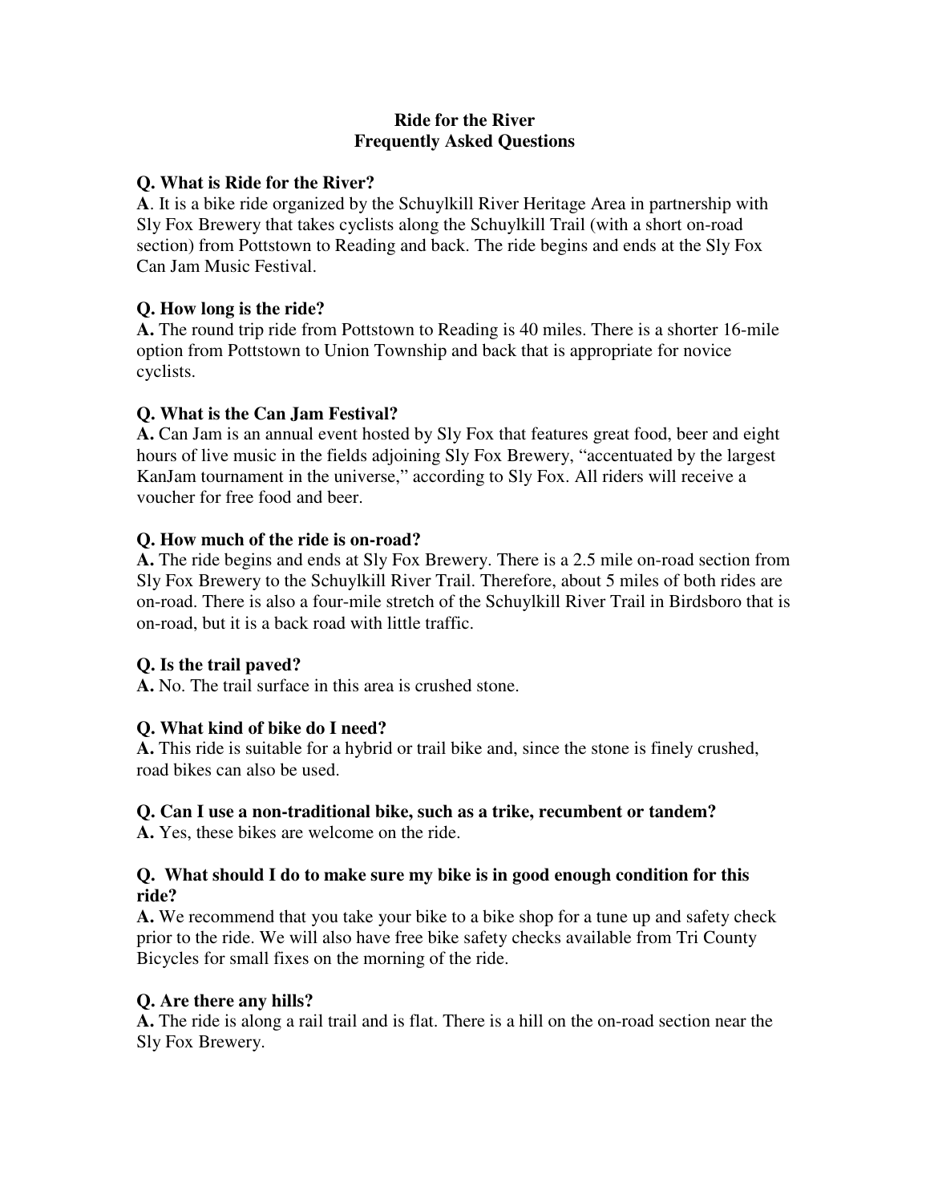# Ride for the River
## Frequently Asked Questions

**Q. What is Ride for the River?**

**A**. It is a bike ride organized by the Schuylkill River Heritage Area in partnership with Sly Fox Brewery that takes cyclists along the Schuylkill Trail (with a short on-road section) from Pottstown to Reading and back. The ride begins and ends at the Sly Fox Can Jam Music Festival.

**Q. How long is the ride?**

**A.** The round trip ride from Pottstown to Reading is 40 miles. There is a shorter 16-mile option from Pottstown to Union Township and back that is appropriate for novice cyclists.

**Q. What is the Can Jam Festival?**

**A.** Can Jam is an annual event hosted by Sly Fox that features great food, beer and eight hours of live music in the fields adjoining Sly Fox Brewery, "accentuated by the largest KanJam tournament in the universe," according to Sly Fox. All riders will receive a voucher for free food and beer.

**Q. How much of the ride is on-road?**

**A.** The ride begins and ends at Sly Fox Brewery. There is a 2.5 mile on-road section from Sly Fox Brewery to the Schuylkill River Trail. Therefore, about 5 miles of both rides are on-road. There is also a four-mile stretch of the Schuylkill River Trail in Birdsboro that is on-road, but it is a back road with little traffic.

**Q. Is the trail paved?**

**A.** No. The trail surface in this area is crushed stone.

**Q. What kind of bike do I need?**

**A.** This ride is suitable for a hybrid or trail bike and, since the stone is finely crushed, road bikes can also be used.

**Q. Can I use a non-traditional bike, such as a trike, recumbent or tandem?**

**A.** Yes, these bikes are welcome on the ride.

**Q. What should I do to make sure my bike is in good enough condition for this ride?**

**A.** We recommend that you take your bike to a bike shop for a tune up and safety check prior to the ride. We will also have free bike safety checks available from Tri County Bicycles for small fixes on the morning of the ride.

**Q. Are there any hills?**

**A.** The ride is along a rail trail and is flat. There is a hill on the on-road section near the Sly Fox Brewery.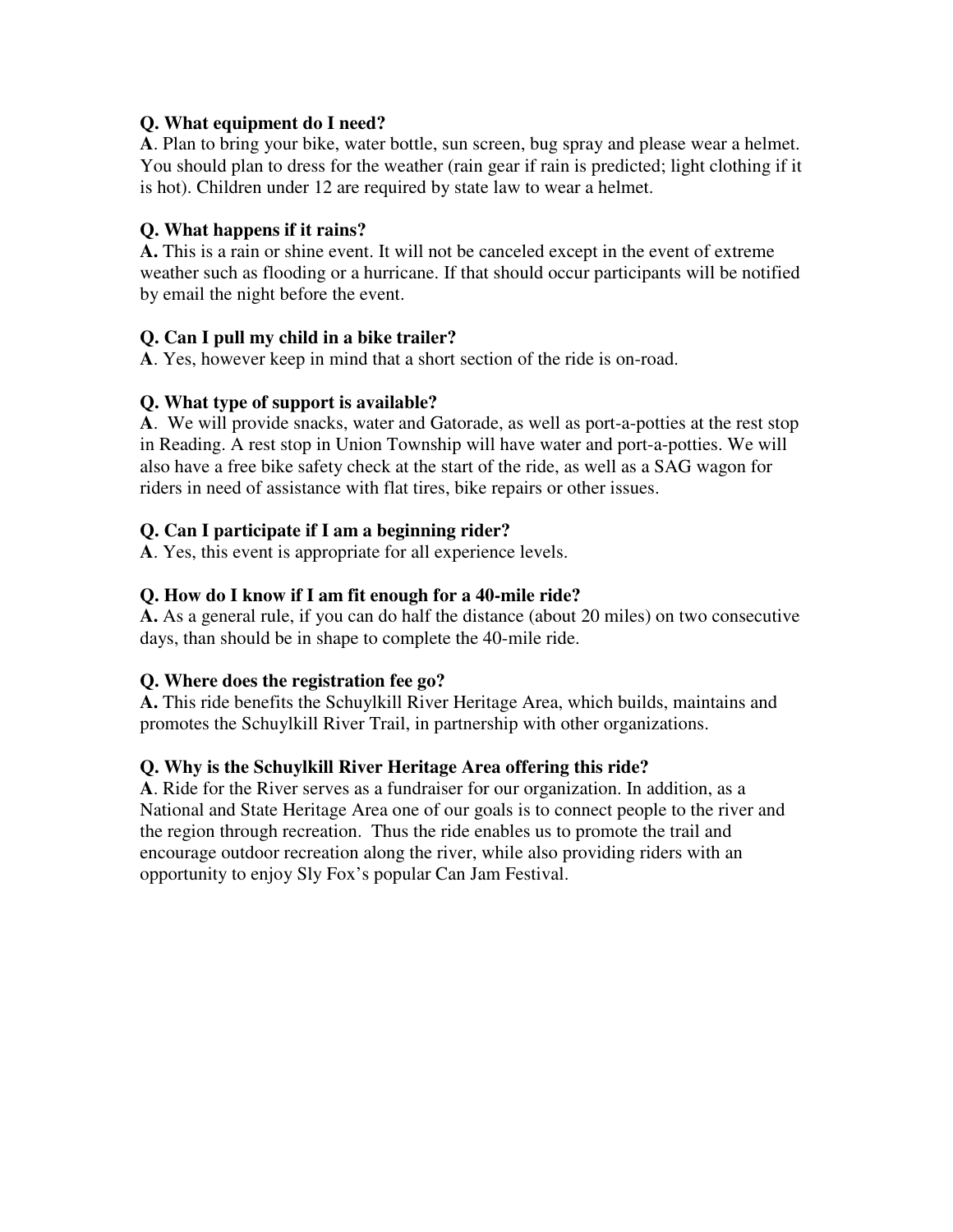**Q. What equipment do I need?**
**A**. Plan to bring your bike, water bottle, sun screen, bug spray and please wear a helmet. You should plan to dress for the weather (rain gear if rain is predicted; light clothing if it is hot). Children under 12 are required by state law to wear a helmet.

**Q. What happens if it rains?**
**A.** This is a rain or shine event. It will not be canceled except in the event of extreme weather such as flooding or a hurricane. If that should occur participants will be notified by email the night before the event.

**Q. Can I pull my child in a bike trailer?**
**A**. Yes, however keep in mind that a short section of the ride is on-road.

**Q. What type of support is available?**
**A**. We will provide snacks, water and Gatorade, as well as port-a-potties at the rest stop in Reading. A rest stop in Union Township will have water and port-a-potties. We will also have a free bike safety check at the start of the ride, as well as a SAG wagon for riders in need of assistance with flat tires, bike repairs or other issues.

**Q. Can I participate if I am a beginning rider?**
**A**. Yes, this event is appropriate for all experience levels.

**Q. How do I know if I am fit enough for a 40-mile ride?**
**A.** As a general rule, if you can do half the distance (about 20 miles) on two consecutive days, than should be in shape to complete the 40-mile ride.

**Q. Where does the registration fee go?**
**A.** This ride benefits the Schuylkill River Heritage Area, which builds, maintains and promotes the Schuylkill River Trail, in partnership with other organizations.

**Q. Why is the Schuylkill River Heritage Area offering this ride?**
**A**. Ride for the River serves as a fundraiser for our organization. In addition, as a National and State Heritage Area one of our goals is to connect people to the river and the region through recreation. Thus the ride enables us to promote the trail and encourage outdoor recreation along the river, while also providing riders with an opportunity to enjoy Sly Fox's popular Can Jam Festival.